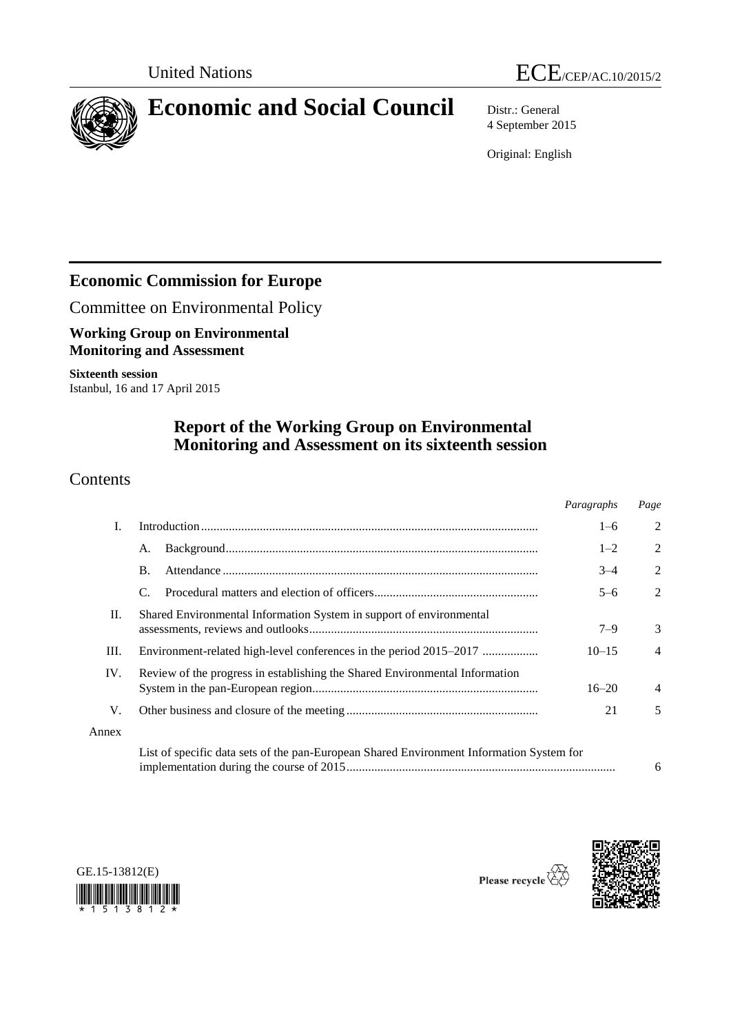United Nations

ECE/CEP/AC.10/2015/2

# Economic and Social Council

Distr.: General
4 September 2015

Original: English

## Economic Commission for Europe

Committee on Environmental Policy

**Working Group on Environmental Monitoring and Assessment**

**Sixteenth session**
Istanbul, 16 and 17 April 2015

# Report of the Working Group on Environmental Monitoring and Assessment on its sixteenth session

## Contents

| | | *Paragraphs* | *Page* |
|---|---|---|---|
| I. | Introduction | 1–6 | 2 |
| | A. Background | 1–2 | 2 |
| | B. Attendance | 3–4 | 2 |
| | C. Procedural matters and election of officers | 5–6 | 2 |
| II. | Shared Environmental Information System in support of environmental assessments, reviews and outlooks | 7–9 | 3 |
| III. | Environment-related high-level conferences in the period 2015–2017 | 10–15 | 4 |
| IV. | Review of the progress in establishing the Shared Environmental Information System in the pan-European region | 16–20 | 4 |
| V. | Other business and closure of the meeting | 21 | 5 |
| Annex | | | |
| | List of specific data sets of the pan-European Shared Environment Information System for implementation during the course of 2015 | | 6 |

GE.15-13812(E)

Please recycle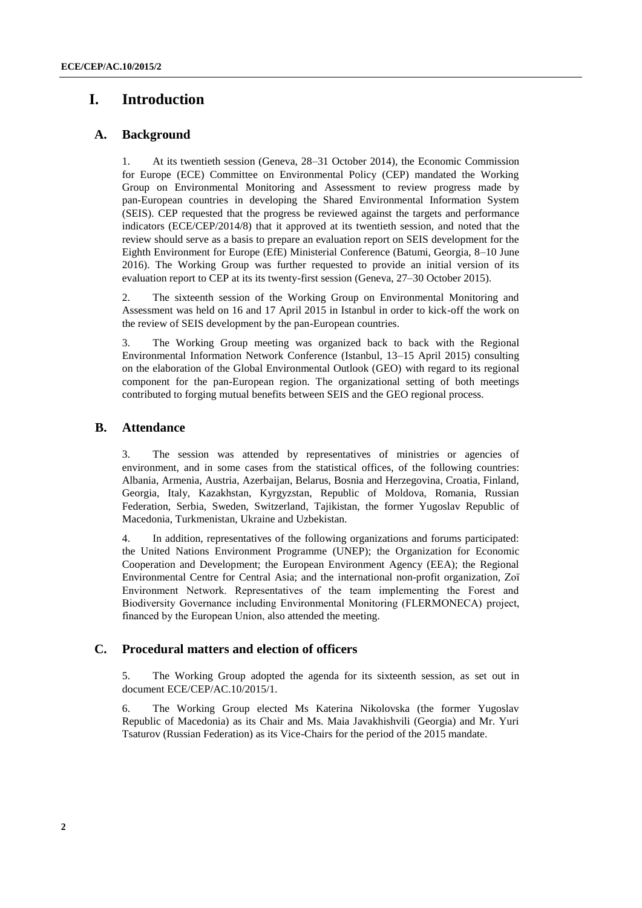# I. Introduction

## A. Background

1. At its twentieth session (Geneva, 28–31 October 2014), the Economic Commission for Europe (ECE) Committee on Environmental Policy (CEP) mandated the Working Group on Environmental Monitoring and Assessment to review progress made by pan-European countries in developing the Shared Environmental Information System (SEIS). CEP requested that the progress be reviewed against the targets and performance indicators (ECE/CEP/2014/8) that it approved at its twentieth session, and noted that the review should serve as a basis to prepare an evaluation report on SEIS development for the Eighth Environment for Europe (EfE) Ministerial Conference (Batumi, Georgia, 8–10 June 2016). The Working Group was further requested to provide an initial version of its evaluation report to CEP at its its twenty-first session (Geneva, 27–30 October 2015).

2. The sixteenth session of the Working Group on Environmental Monitoring and Assessment was held on 16 and 17 April 2015 in Istanbul in order to kick-off the work on the review of SEIS development by the pan-European countries.

3. The Working Group meeting was organized back to back with the Regional Environmental Information Network Conference (Istanbul, 13–15 April 2015) consulting on the elaboration of the Global Environmental Outlook (GEO) with regard to its regional component for the pan-European region. The organizational setting of both meetings contributed to forging mutual benefits between SEIS and the GEO regional process.

## B. Attendance

3. The session was attended by representatives of ministries or agencies of environment, and in some cases from the statistical offices, of the following countries: Albania, Armenia, Austria, Azerbaijan, Belarus, Bosnia and Herzegovina, Croatia, Finland, Georgia, Italy, Kazakhstan, Kyrgyzstan, Republic of Moldova, Romania, Russian Federation, Serbia, Sweden, Switzerland, Tajikistan, the former Yugoslav Republic of Macedonia, Turkmenistan, Ukraine and Uzbekistan.

4. In addition, representatives of the following organizations and forums participated: the United Nations Environment Programme (UNEP); the Organization for Economic Cooperation and Development; the European Environment Agency (EEA); the Regional Environmental Centre for Central Asia; and the international non-profit organization, Zoï Environment Network. Representatives of the team implementing the Forest and Biodiversity Governance including Environmental Monitoring (FLERMONECA) project, financed by the European Union, also attended the meeting.

## C. Procedural matters and election of officers

5. The Working Group adopted the agenda for its sixteenth session, as set out in document ECE/CEP/AC.10/2015/1.

6. The Working Group elected Ms Katerina Nikolovska (the former Yugoslav Republic of Macedonia) as its Chair and Ms. Maia Javakhishvili (Georgia) and Mr. Yuri Tsaturov (Russian Federation) as its Vice-Chairs for the period of the 2015 mandate.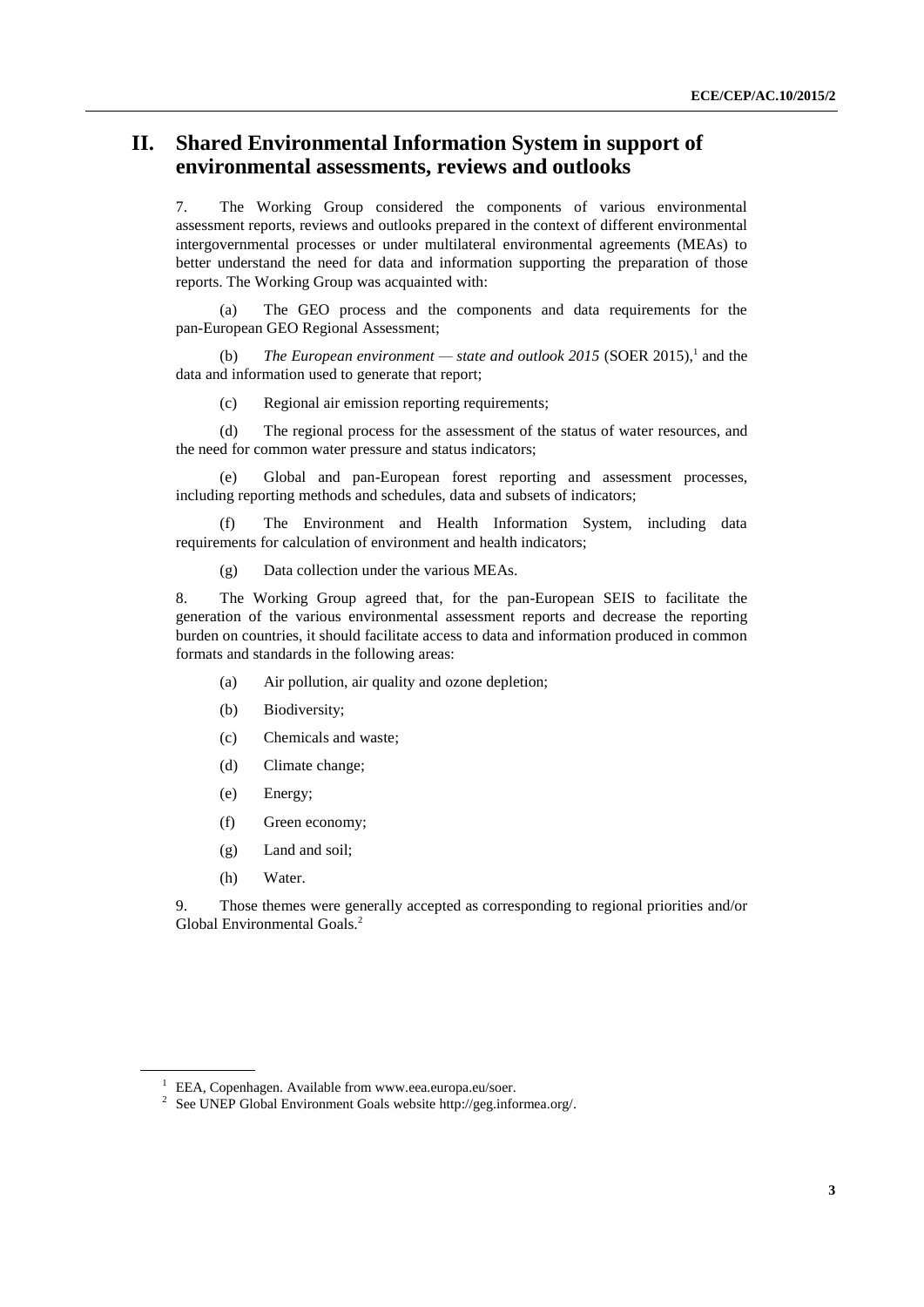## II. Shared Environmental Information System in support of environmental assessments, reviews and outlooks

7. The Working Group considered the components of various environmental assessment reports, reviews and outlooks prepared in the context of different environmental intergovernmental processes or under multilateral environmental agreements (MEAs) to better understand the need for data and information supporting the preparation of those reports. The Working Group was acquainted with:

(a) The GEO process and the components and data requirements for the pan-European GEO Regional Assessment;

(b) *The European environment — state and outlook 2015* (SOER 2015),[1] and the data and information used to generate that report;

(c) Regional air emission reporting requirements;

(d) The regional process for the assessment of the status of water resources, and the need for common water pressure and status indicators;

(e) Global and pan-European forest reporting and assessment processes, including reporting methods and schedules, data and subsets of indicators;

(f) The Environment and Health Information System, including data requirements for calculation of environment and health indicators;

(g) Data collection under the various MEAs.

8. The Working Group agreed that, for the pan-European SEIS to facilitate the generation of the various environmental assessment reports and decrease the reporting burden on countries, it should facilitate access to data and information produced in common formats and standards in the following areas:

(a) Air pollution, air quality and ozone depletion;

(b) Biodiversity;

(c) Chemicals and waste;

(d) Climate change;

(e) Energy;

(f) Green economy;

(g) Land and soil;

(h) Water.

9. Those themes were generally accepted as corresponding to regional priorities and/or Global Environmental Goals.[2]

---

[1] EEA, Copenhagen. Available from www.eea.europa.eu/soer.

[2] See UNEP Global Environment Goals website http://geg.informea.org/.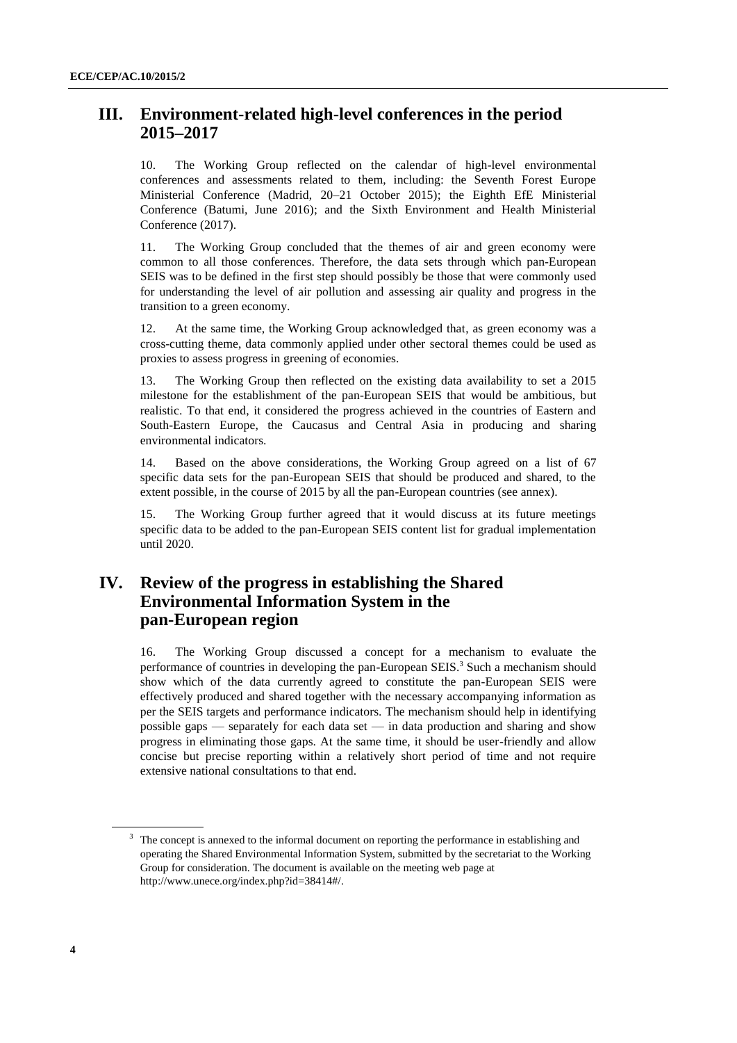## III. Environment-related high-level conferences in the period 2015–2017

10. The Working Group reflected on the calendar of high-level environmental conferences and assessments related to them, including: the Seventh Forest Europe Ministerial Conference (Madrid, 20–21 October 2015); the Eighth EfE Ministerial Conference (Batumi, June 2016); and the Sixth Environment and Health Ministerial Conference (2017).

11. The Working Group concluded that the themes of air and green economy were common to all those conferences. Therefore, the data sets through which pan-European SEIS was to be defined in the first step should possibly be those that were commonly used for understanding the level of air pollution and assessing air quality and progress in the transition to a green economy.

12. At the same time, the Working Group acknowledged that, as green economy was a cross-cutting theme, data commonly applied under other sectoral themes could be used as proxies to assess progress in greening of economies.

13. The Working Group then reflected on the existing data availability to set a 2015 milestone for the establishment of the pan-European SEIS that would be ambitious, but realistic. To that end, it considered the progress achieved in the countries of Eastern and South-Eastern Europe, the Caucasus and Central Asia in producing and sharing environmental indicators.

14. Based on the above considerations, the Working Group agreed on a list of 67 specific data sets for the pan-European SEIS that should be produced and shared, to the extent possible, in the course of 2015 by all the pan-European countries (see annex).

15. The Working Group further agreed that it would discuss at its future meetings specific data to be added to the pan-European SEIS content list for gradual implementation until 2020.

## IV. Review of the progress in establishing the Shared Environmental Information System in the pan-European region

16. The Working Group discussed a concept for a mechanism to evaluate the performance of countries in developing the pan-European SEIS.[3] Such a mechanism should show which of the data currently agreed to constitute the pan-European SEIS were effectively produced and shared together with the necessary accompanying information as per the SEIS targets and performance indicators. The mechanism should help in identifying possible gaps — separately for each data set — in data production and sharing and show progress in eliminating those gaps. At the same time, it should be user-friendly and allow concise but precise reporting within a relatively short period of time and not require extensive national consultations to that end.

---

[3] The concept is annexed to the informal document on reporting the performance in establishing and operating the Shared Environmental Information System, submitted by the secretariat to the Working Group for consideration. The document is available on the meeting web page at http://www.unece.org/index.php?id=38414#/.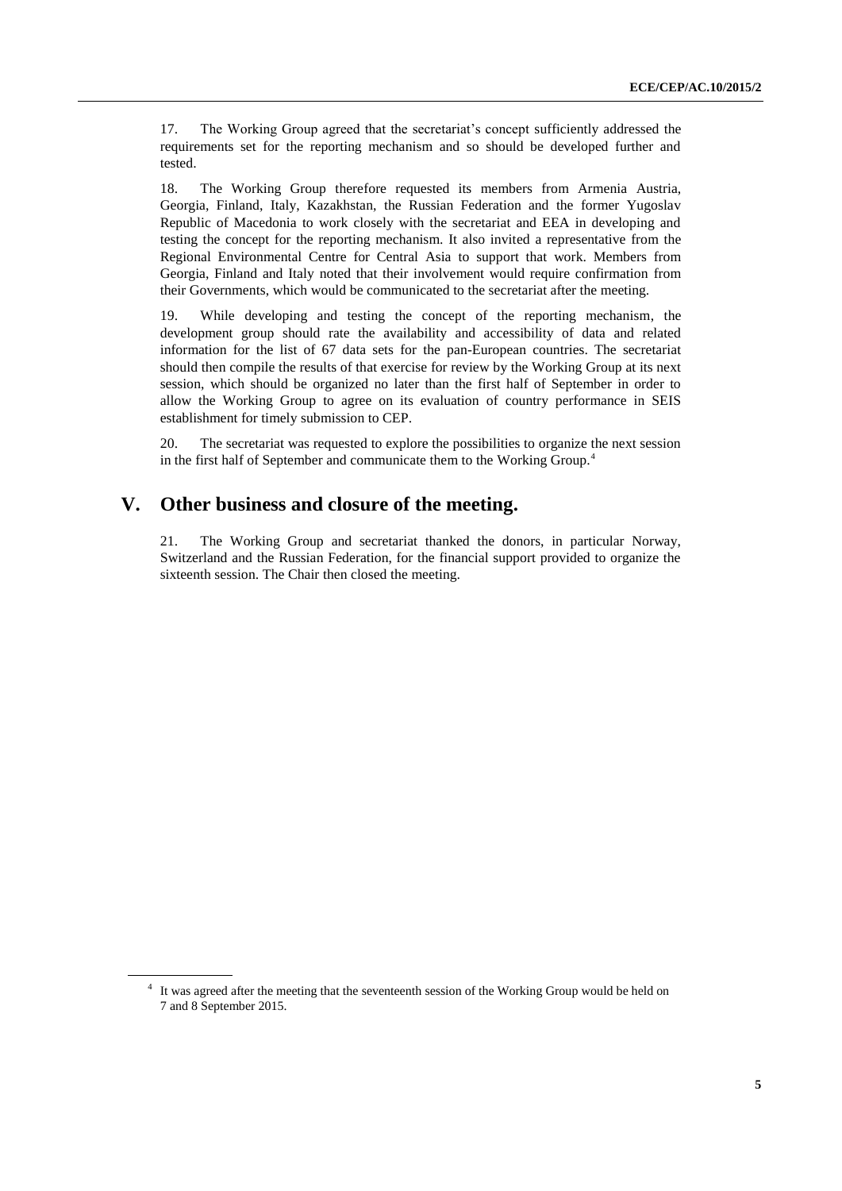17. The Working Group agreed that the secretariat's concept sufficiently addressed the requirements set for the reporting mechanism and so should be developed further and tested.

18. The Working Group therefore requested its members from Armenia Austria, Georgia, Finland, Italy, Kazakhstan, the Russian Federation and the former Yugoslav Republic of Macedonia to work closely with the secretariat and EEA in developing and testing the concept for the reporting mechanism. It also invited a representative from the Regional Environmental Centre for Central Asia to support that work. Members from Georgia, Finland and Italy noted that their involvement would require confirmation from their Governments, which would be communicated to the secretariat after the meeting.

19. While developing and testing the concept of the reporting mechanism, the development group should rate the availability and accessibility of data and related information for the list of 67 data sets for the pan-European countries. The secretariat should then compile the results of that exercise for review by the Working Group at its next session, which should be organized no later than the first half of September in order to allow the Working Group to agree on its evaluation of country performance in SEIS establishment for timely submission to CEP.

20. The secretariat was requested to explore the possibilities to organize the next session in the first half of September and communicate them to the Working Group.[4]

# V. Other business and closure of the meeting.

21. The Working Group and secretariat thanked the donors, in particular Norway, Switzerland and the Russian Federation, for the financial support provided to organize the sixteenth session. The Chair then closed the meeting.

---

[4] It was agreed after the meeting that the seventeenth session of the Working Group would be held on 7 and 8 September 2015.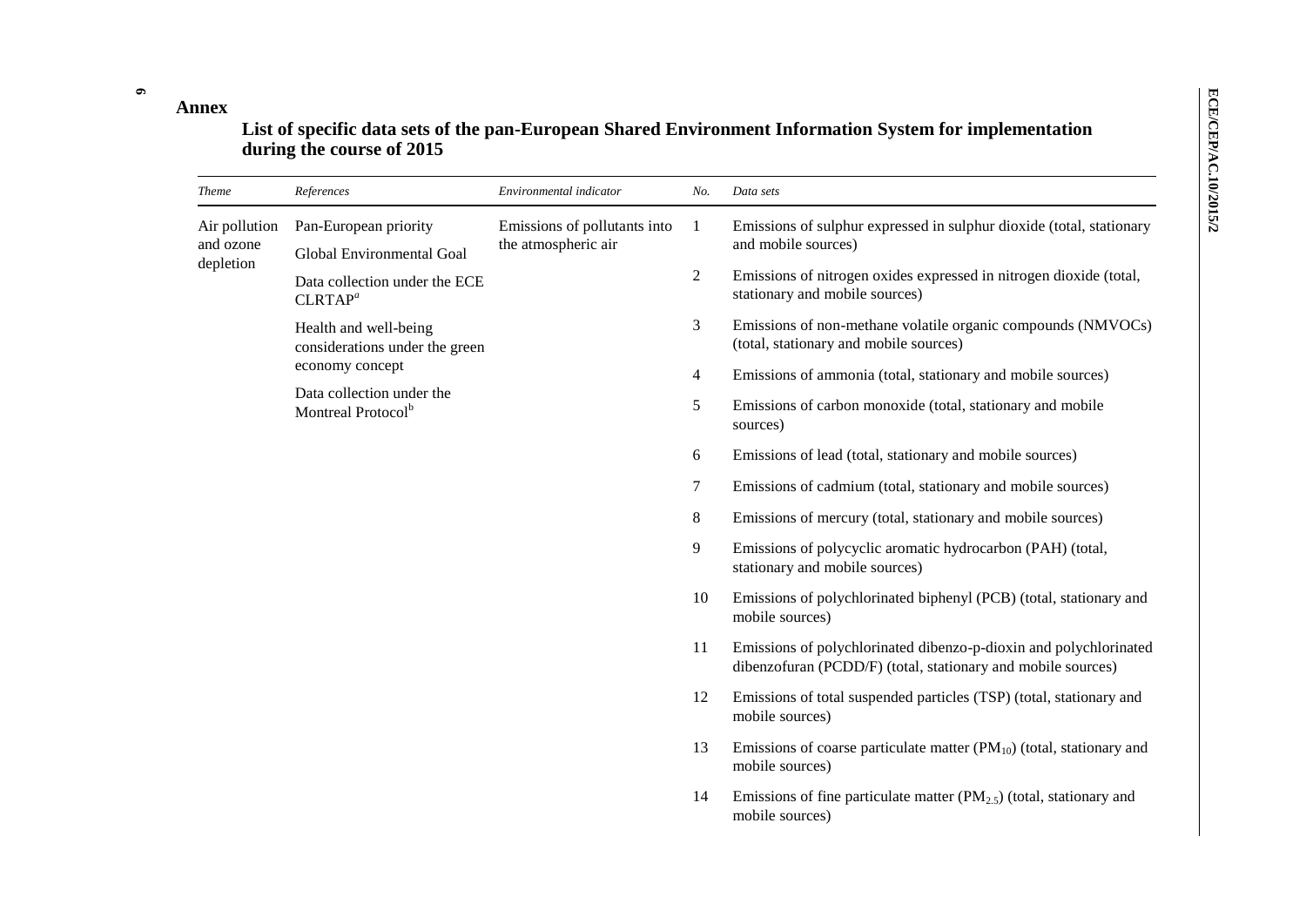# Annex

## List of specific data sets of the pan-European Shared Environment Information System for implementation during the course of 2015

| *Theme* | *References* | *Environmental indicator* | *No.* | *Data sets* |
|---|---|---|---|---|
| Air pollution and ozone depletion | Pan-European priority<br>Global Environmental Goal<br>Data collection under the ECE CLRTAP[a]<br>Health and well-being considerations under the green economy concept<br>Data collection under the Montreal Protocol[b] | Emissions of pollutants into the atmospheric air | 1 | Emissions of sulphur expressed in sulphur dioxide (total, stationary and mobile sources) |
| | | | 2 | Emissions of nitrogen oxides expressed in nitrogen dioxide (total, stationary and mobile sources) |
| | | | 3 | Emissions of non-methane volatile organic compounds (NMVOCs) (total, stationary and mobile sources) |
| | | | 4 | Emissions of ammonia (total, stationary and mobile sources) |
| | | | 5 | Emissions of carbon monoxide (total, stationary and mobile sources) |
| | | | 6 | Emissions of lead (total, stationary and mobile sources) |
| | | | 7 | Emissions of cadmium (total, stationary and mobile sources) |
| | | | 8 | Emissions of mercury (total, stationary and mobile sources) |
| | | | 9 | Emissions of polycyclic aromatic hydrocarbon (PAH) (total, stationary and mobile sources) |
| | | | 10 | Emissions of polychlorinated biphenyl (PCB) (total, stationary and mobile sources) |
| | | | 11 | Emissions of polychlorinated dibenzo-p-dioxin and polychlorinated dibenzofuran (PCDD/F) (total, stationary and mobile sources) |
| | | | 12 | Emissions of total suspended particles (TSP) (total, stationary and mobile sources) |
| | | | 13 | Emissions of coarse particulate matter ($PM_{10}$) (total, stationary and mobile sources) |
| | | | 14 | Emissions of fine particulate matter ($PM_{2.5}$) (total, stationary and mobile sources) |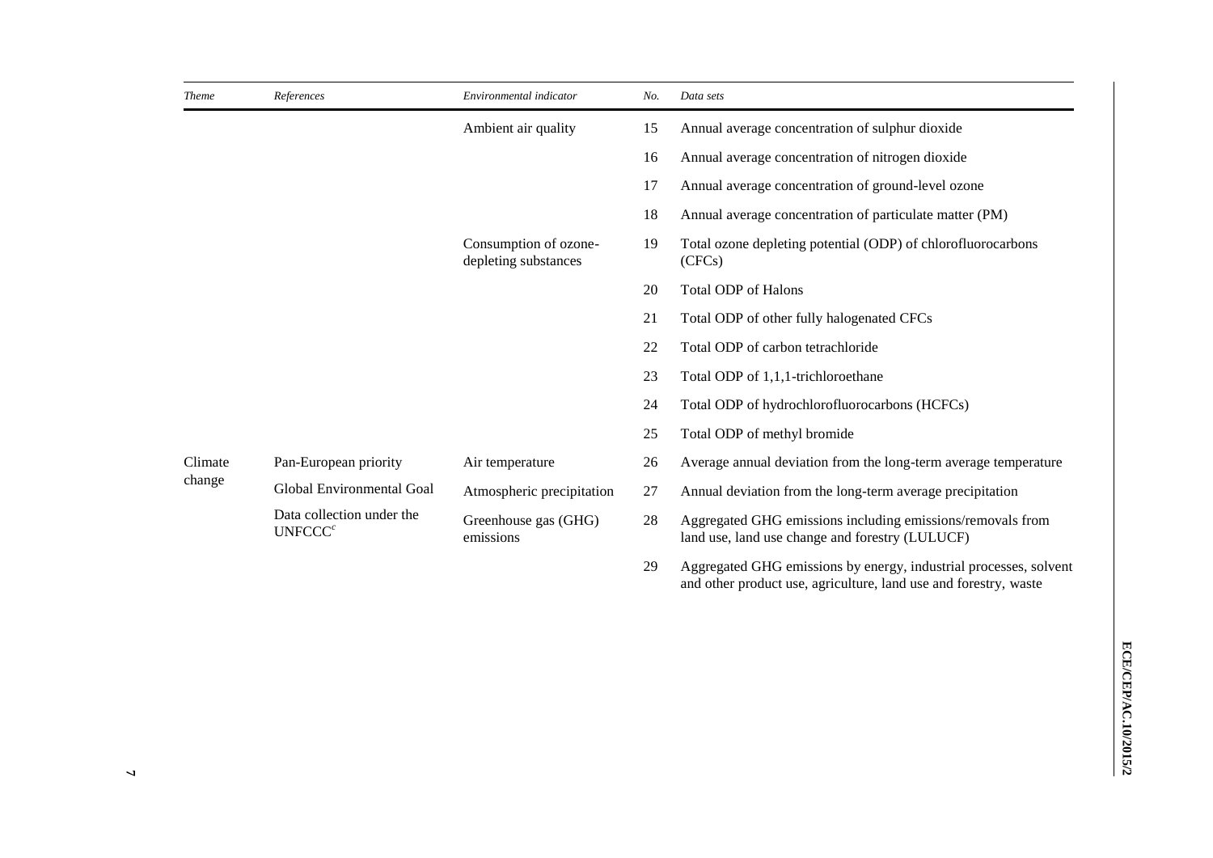| *Theme* | *References* | *Environmental indicator* | *No.* | *Data sets* |
|---|---|---|---|---|
| | | Ambient air quality | 15 | Annual average concentration of sulphur dioxide |
| | | | 16 | Annual average concentration of nitrogen dioxide |
| | | | 17 | Annual average concentration of ground-level ozone |
| | | | 18 | Annual average concentration of particulate matter (PM) |
| | | Consumption of ozone-depleting substances | 19 | Total ozone depleting potential (ODP) of chlorofluorocarbons (CFCs) |
| | | | 20 | Total ODP of Halons |
| | | | 21 | Total ODP of other fully halogenated CFCs |
| | | | 22 | Total ODP of carbon tetrachloride |
| | | | 23 | Total ODP of 1,1,1-trichloroethane |
| | | | 24 | Total ODP of hydrochlorofluorocarbons (HCFCs) |
| | | | 25 | Total ODP of methyl bromide |
| Climate change | Pan-European priority | Air temperature | 26 | Average annual deviation from the long-term average temperature |
| | Global Environmental Goal | Atmospheric precipitation | 27 | Annual deviation from the long-term average precipitation |
| | Data collection under the UNFCCC[c] | Greenhouse gas (GHG) emissions | 28 | Aggregated GHG emissions including emissions/removals from land use, land use change and forestry (LULUCF) |
| | | | 29 | Aggregated GHG emissions by energy, industrial processes, solvent and other product use, agriculture, land use and forestry, waste |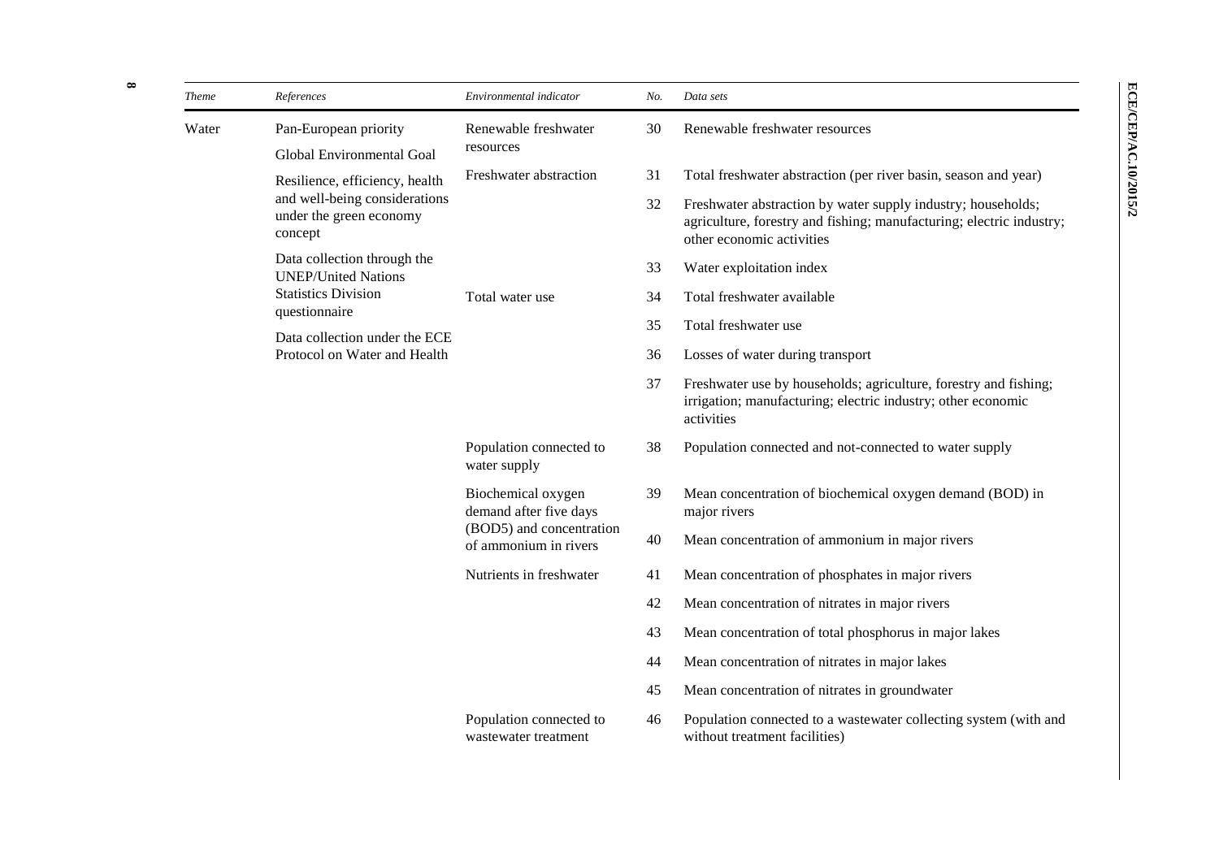| *Theme* | *References* | *Environmental indicator* | *No.* | *Data sets* |
|---|---|---|---|---|
| Water | Pan-European priority<br>Global Environmental Goal<br>Resilience, efficiency, health and well-being considerations under the green economy concept<br>Data collection through the UNEP/United Nations Statistics Division questionnaire<br>Data collection under the ECE Protocol on Water and Health | Renewable freshwater resources | 30 | Renewable freshwater resources |
| | | Freshwater abstraction | 31 | Total freshwater abstraction (per river basin, season and year) |
| | | | 32 | Freshwater abstraction by water supply industry; households; agriculture, forestry and fishing; manufacturing; electric industry; other economic activities |
| | | | 33 | Water exploitation index |
| | | Total water use | 34 | Total freshwater available |
| | | | 35 | Total freshwater use |
| | | | 36 | Losses of water during transport |
| | | | 37 | Freshwater use by households; agriculture, forestry and fishing; irrigation; manufacturing; electric industry; other economic activities |
| | | Population connected to water supply | 38 | Population connected and not-connected to water supply |
| | | Biochemical oxygen demand after five days (BOD5) and concentration of ammonium in rivers | 39 | Mean concentration of biochemical oxygen demand (BOD) in major rivers |
| | | | 40 | Mean concentration of ammonium in major rivers |
| | | Nutrients in freshwater | 41 | Mean concentration of phosphates in major rivers |
| | | | 42 | Mean concentration of nitrates in major rivers |
| | | | 43 | Mean concentration of total phosphorus in major lakes |
| | | | 44 | Mean concentration of nitrates in major lakes |
| | | | 45 | Mean concentration of nitrates in groundwater |
| | | Population connected to wastewater treatment | 46 | Population connected to a wastewater collecting system (with and without treatment facilities) |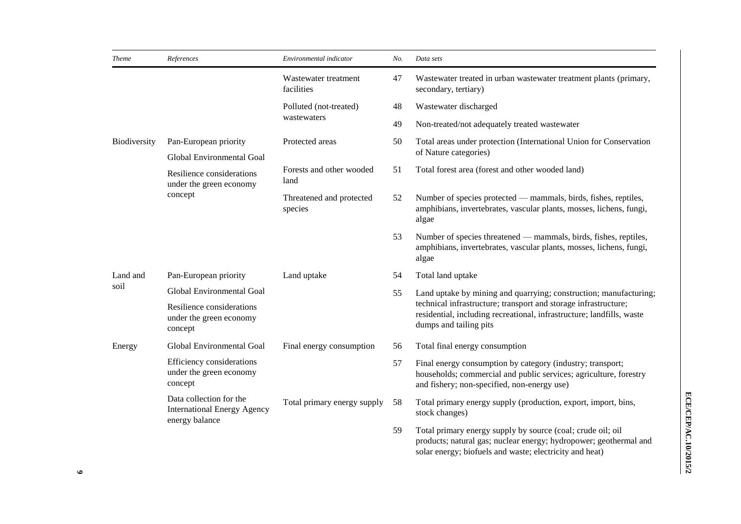| *Theme* | *References* | *Environmental indicator* | *No.* | *Data sets* |
|---|---|---|---|---|
| | | Wastewater treatment facilities | 47 | Wastewater treated in urban wastewater treatment plants (primary, secondary, tertiary) |
| | | Polluted (not-treated) wastewaters | 48 | Wastewater discharged |
| | | | 49 | Non-treated/not adequately treated wastewater |
| Biodiversity | Pan-European priority<br>Global Environmental Goal<br>Resilience considerations under the green economy concept | Protected areas | 50 | Total areas under protection (International Union for Conservation of Nature categories) |
| | | Forests and other wooded land | 51 | Total forest area (forest and other wooded land) |
| | | Threatened and protected species | 52 | Number of species protected — mammals, birds, fishes, reptiles, amphibians, invertebrates, vascular plants, mosses, lichens, fungi, algae |
| | | | 53 | Number of species threatened — mammals, birds, fishes, reptiles, amphibians, invertebrates, vascular plants, mosses, lichens, fungi, algae |
| Land and soil | Pan-European priority<br>Global Environmental Goal<br>Resilience considerations under the green economy concept | Land uptake | 54 | Total land uptake |
| | | | 55 | Land uptake by mining and quarrying; construction; manufacturing; technical infrastructure; transport and storage infrastructure; residential, including recreational, infrastructure; landfills, waste dumps and tailing pits |
| Energy | Global Environmental Goal<br>Efficiency considerations under the green economy concept | Final energy consumption | 56 | Total final energy consumption |
| | | | 57 | Final energy consumption by category (industry; transport; households; commercial and public services; agriculture, forestry and fishery; non-specified, non-energy use) |
| | Data collection for the International Energy Agency energy balance | Total primary energy supply | 58 | Total primary energy supply (production, export, import, bins, stock changes) |
| | | | 59 | Total primary energy supply by source (coal; crude oil; oil products; natural gas; nuclear energy; hydropower; geothermal and solar energy; biofuels and waste; electricity and heat) |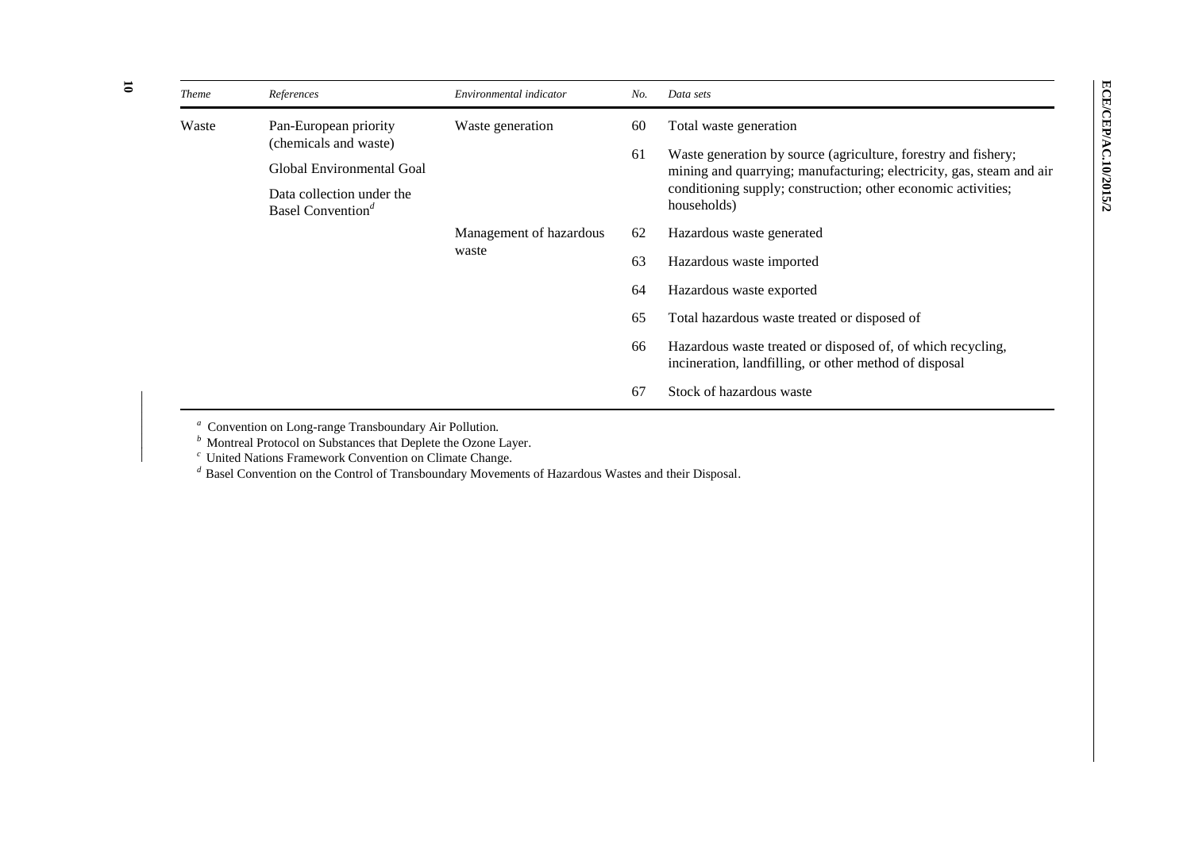| *Theme* | *References* | *Environmental indicator* | *No.* | *Data sets* |
|---|---|---|---|---|
| Waste | Pan-European priority (chemicals and waste) | Waste generation | 60 | Total waste generation |
| | Global Environmental Goal | | 61 | Waste generation by source (agriculture, forestry and fishery; mining and quarrying; manufacturing; electricity, gas, steam and air conditioning supply; construction; other economic activities; households) |
| | Data collection under the Basel Convention[d] | | | |
| | | Management of hazardous waste | 62 | Hazardous waste generated |
| | | | 63 | Hazardous waste imported |
| | | | 64 | Hazardous waste exported |
| | | | 65 | Total hazardous waste treated or disposed of |
| | | | 66 | Hazardous waste treated or disposed of, of which recycling, incineration, landfilling, or other method of disposal |
| | | | 67 | Stock of hazardous waste |

[a] Convention on Long-range Transboundary Air Pollution.
[b] Montreal Protocol on Substances that Deplete the Ozone Layer.
[c] United Nations Framework Convention on Climate Change.
[d] Basel Convention on the Control of Transboundary Movements of Hazardous Wastes and their Disposal.